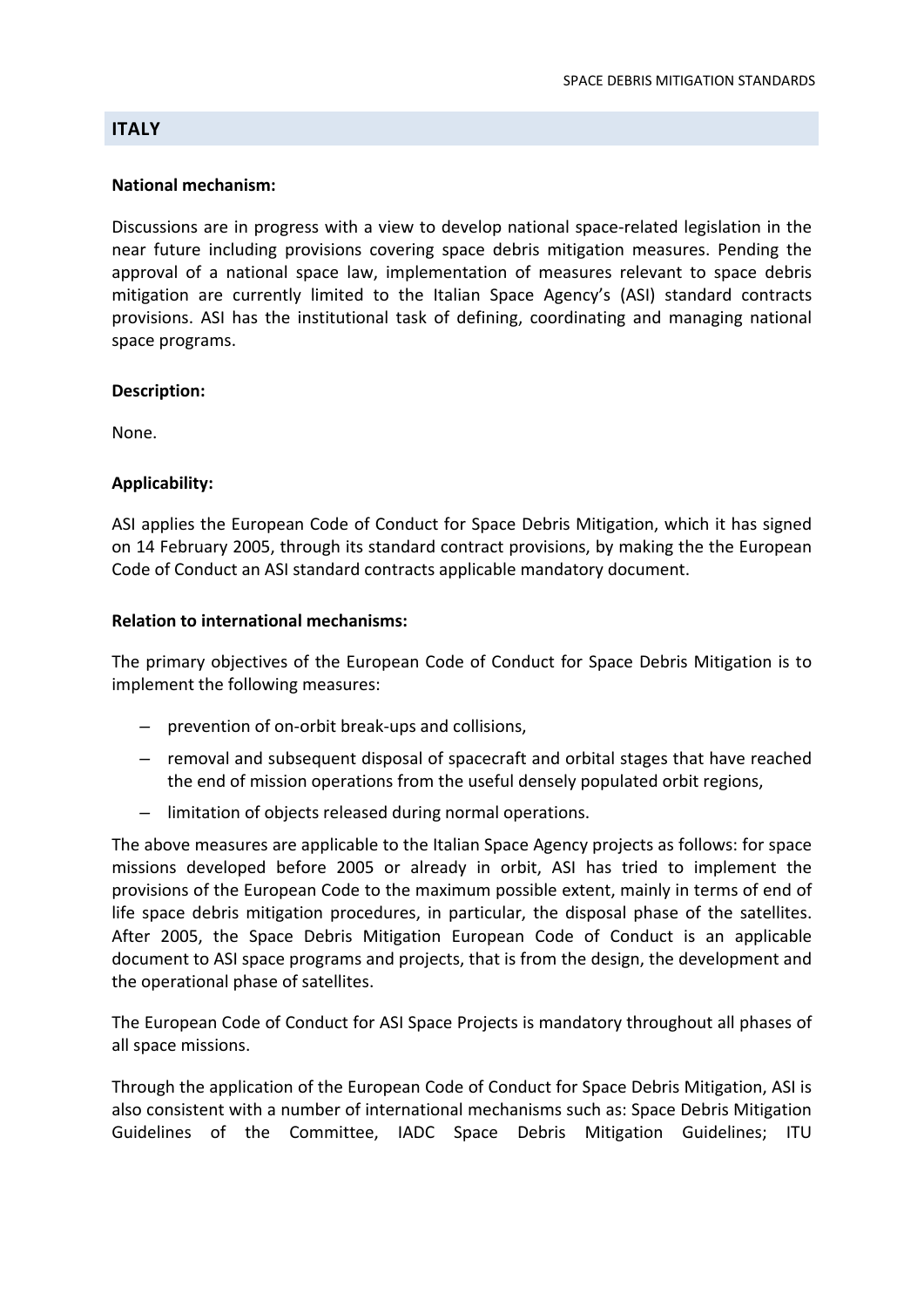## ITALY

**National mechanism:**

Discussions are in progress with a view to develop national space-related legislation in the near future including provisions covering space debris mitigation measures. Pending the approval of a national space law, implementation of measures relevant to space debris mitigation are currently limited to the Italian Space Agency's (ASI) standard contracts provisions. ASI has the institutional task of defining, coordinating and managing national space programs.

**Description:**

None.

**Applicability:**

ASI applies the European Code of Conduct for Space Debris Mitigation, which it has signed on 14 February 2005, through its standard contract provisions, by making the the European Code of Conduct an ASI standard contracts applicable mandatory document.

**Relation to international mechanisms:**

The primary objectives of the European Code of Conduct for Space Debris Mitigation is to implement the following measures:

- prevention of on-orbit break-ups and collisions,
- removal and subsequent disposal of spacecraft and orbital stages that have reached the end of mission operations from the useful densely populated orbit regions,
- limitation of objects released during normal operations.

The above measures are applicable to the Italian Space Agency projects as follows: for space missions developed before 2005 or already in orbit, ASI has tried to implement the provisions of the European Code to the maximum possible extent, mainly in terms of end of life space debris mitigation procedures, in particular, the disposal phase of the satellites. After 2005, the Space Debris Mitigation European Code of Conduct is an applicable document to ASI space programs and projects, that is from the design, the development and the operational phase of satellites.

The European Code of Conduct for ASI Space Projects is mandatory throughout all phases of all space missions.

Through the application of the European Code of Conduct for Space Debris Mitigation, ASI is also consistent with a number of international mechanisms such as: Space Debris Mitigation Guidelines of the Committee, IADC Space Debris Mitigation Guidelines; ITU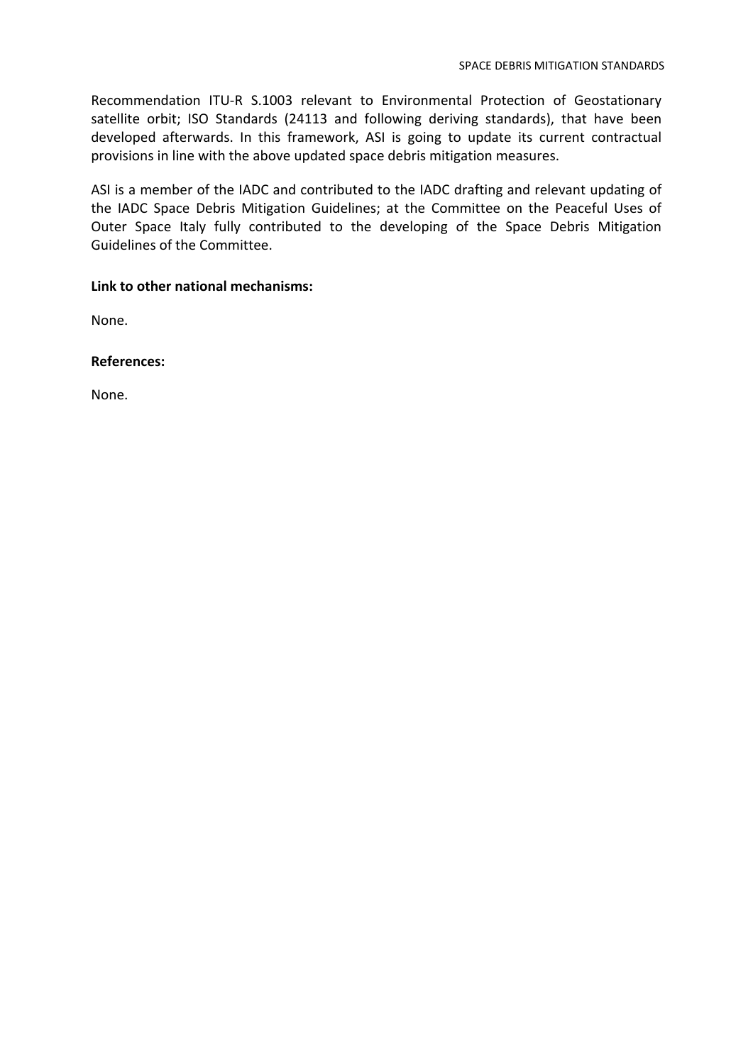Recommendation ITU-R S.1003 relevant to Environmental Protection of Geostationary satellite orbit; ISO Standards (24113 and following deriving standards), that have been developed afterwards. In this framework, ASI is going to update its current contractual provisions in line with the above updated space debris mitigation measures.

ASI is a member of the IADC and contributed to the IADC drafting and relevant updating of the IADC Space Debris Mitigation Guidelines; at the Committee on the Peaceful Uses of Outer Space Italy fully contributed to the developing of the Space Debris Mitigation Guidelines of the Committee.

**Link to other national mechanisms:**

None.

**References:**

None.